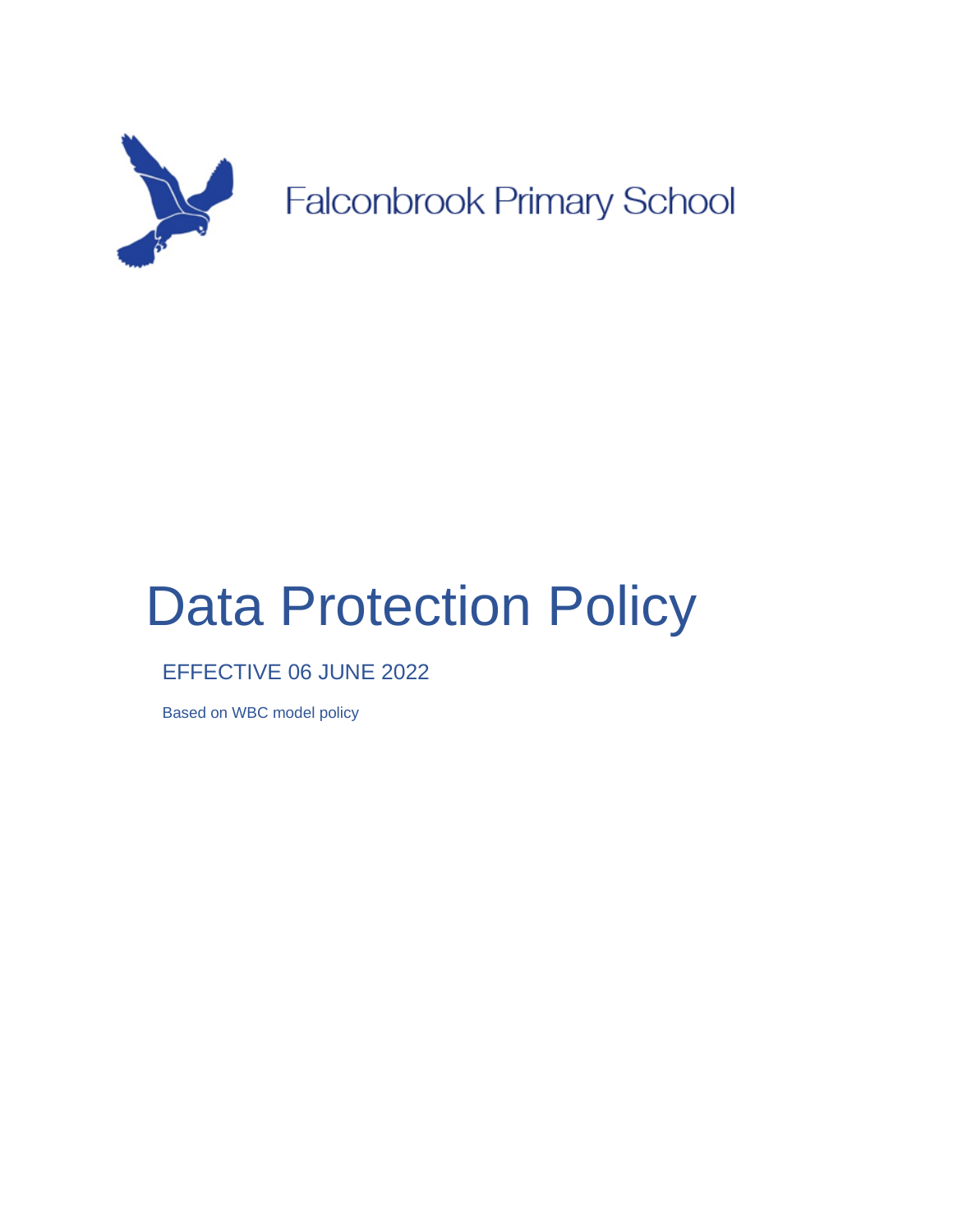Falconbrook Primary School

# Data Protection Policy

EFFECTIVE 06 JUNE 2022

Based on WBC model policy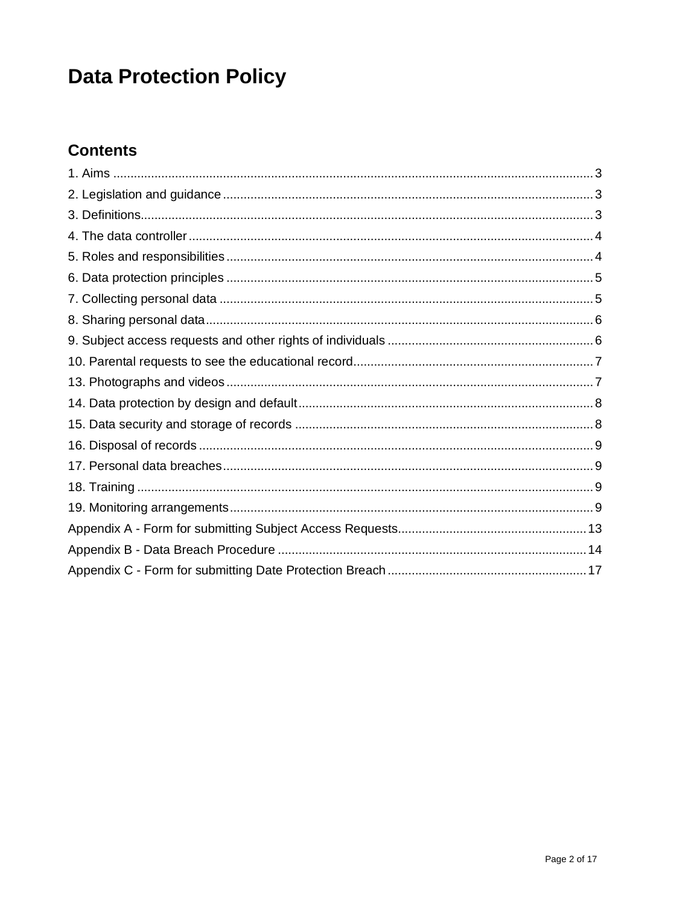# Data Protection Policy

## Contents

1. Aims ... 3
2. Legislation and guidance ... 3
3. Definitions ... 3
4. The data controller ... 4
5. Roles and responsibilities ... 4
6. Data protection principles ... 5
7. Collecting personal data ... 5
8. Sharing personal data ... 6
9. Subject access requests and other rights of individuals ... 6
10. Parental requests to see the educational record ... 7
13. Photographs and videos ... 7
14. Data protection by design and default ... 8
15. Data security and storage of records ... 8
16. Disposal of records ... 9
17. Personal data breaches ... 9
18. Training ... 9
19. Monitoring arrangements ... 9

Appendix A - Form for submitting Subject Access Requests ... 13
Appendix B - Data Breach Procedure ... 14
Appendix C - Form for submitting Date Protection Breach ... 17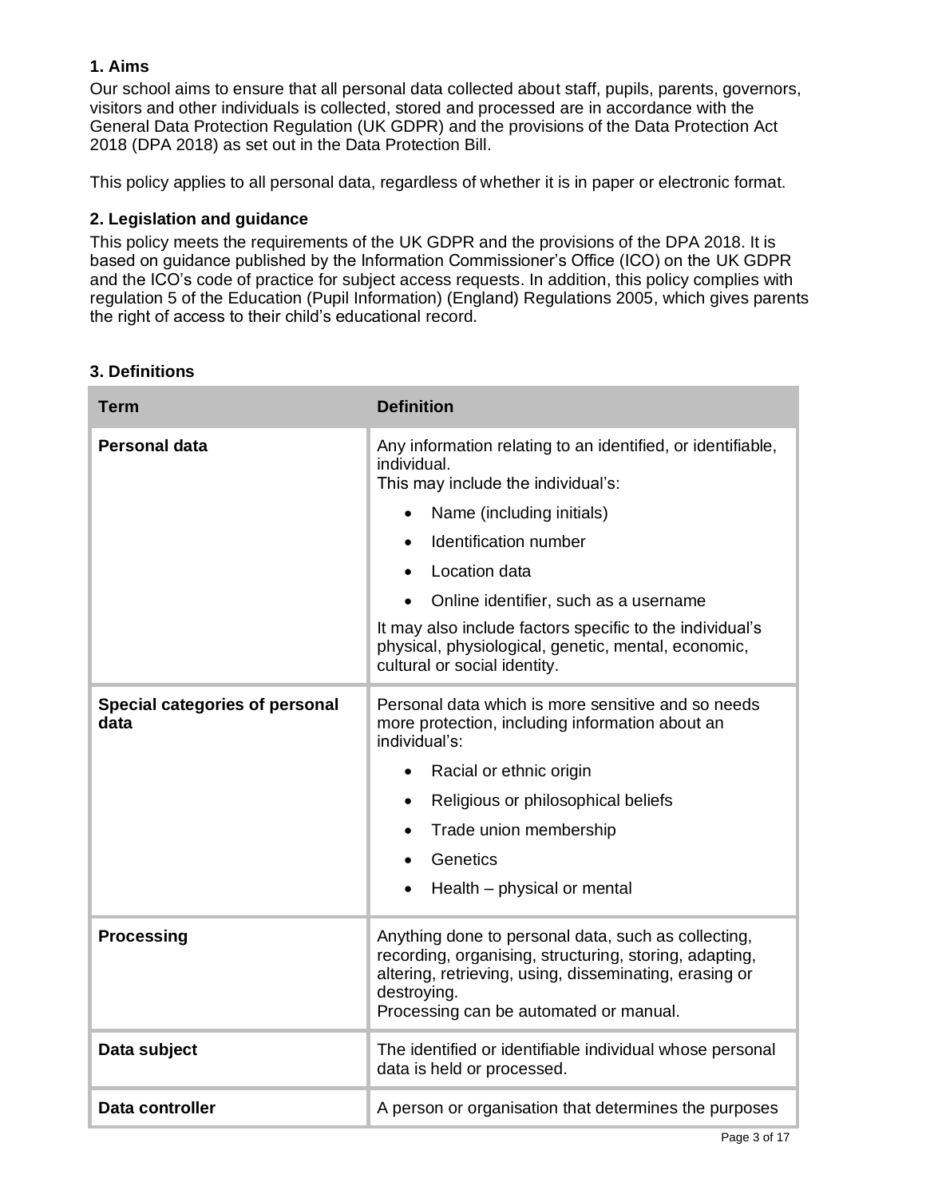## 1. Aims

Our school aims to ensure that all personal data collected about staff, pupils, parents, governors, visitors and other individuals is collected, stored and processed are in accordance with the General Data Protection Regulation (UK GDPR) and the provisions of the Data Protection Act 2018 (DPA 2018) as set out in the Data Protection Bill.

This policy applies to all personal data, regardless of whether it is in paper or electronic format.

## 2. Legislation and guidance

This policy meets the requirements of the UK GDPR and the provisions of the DPA 2018. It is based on guidance published by the Information Commissioner's Office (ICO) on the UK GDPR and the ICO's code of practice for subject access requests. In addition, this policy complies with regulation 5 of the Education (Pupil Information) (England) Regulations 2005, which gives parents the right of access to their child's educational record.

## 3. Definitions

| Term | Definition |
|---|---|
| **Personal data** | Any information relating to an identified, or identifiable, individual.<br>This may include the individual's:<br>• Name (including initials)<br>• Identification number<br>• Location data<br>• Online identifier, such as a username<br>It may also include factors specific to the individual's physical, physiological, genetic, mental, economic, cultural or social identity. |
| **Special categories of personal data** | Personal data which is more sensitive and so needs more protection, including information about an individual's:<br>• Racial or ethnic origin<br>• Religious or philosophical beliefs<br>• Trade union membership<br>• Genetics<br>• Health – physical or mental |
| **Processing** | Anything done to personal data, such as collecting, recording, organising, structuring, storing, adapting, altering, retrieving, using, disseminating, erasing or destroying.<br>Processing can be automated or manual. |
| **Data subject** | The identified or identifiable individual whose personal data is held or processed. |
| **Data controller** | A person or organisation that determines the purposes |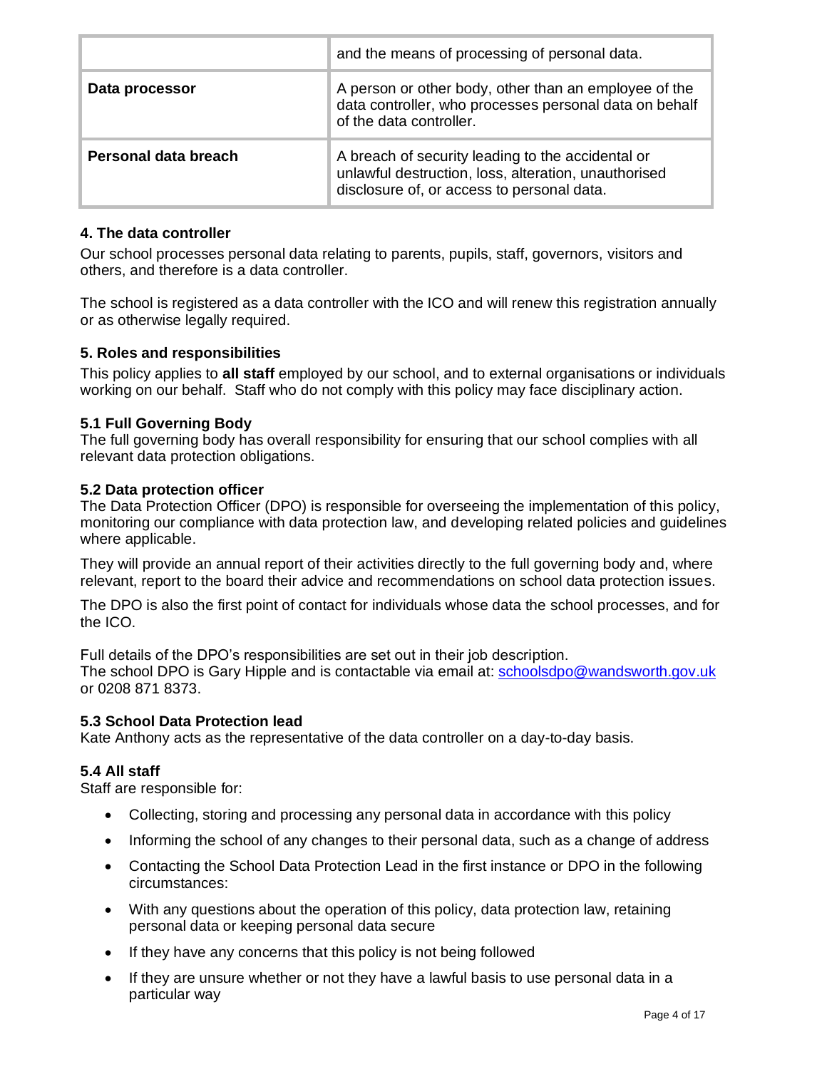| | |
|---|---|
| | and the means of processing of personal data. |
| **Data processor** | A person or other body, other than an employee of the data controller, who processes personal data on behalf of the data controller. |
| **Personal data breach** | A breach of security leading to the accidental or unlawful destruction, loss, alteration, unauthorised disclosure of, or access to personal data. |

### 4. The data controller

Our school processes personal data relating to parents, pupils, staff, governors, visitors and others, and therefore is a data controller.

The school is registered as a data controller with the ICO and will renew this registration annually or as otherwise legally required.

### 5. Roles and responsibilities

This policy applies to **all staff** employed by our school, and to external organisations or individuals working on our behalf. Staff who do not comply with this policy may face disciplinary action.

#### 5.1 Full Governing Body

The full governing body has overall responsibility for ensuring that our school complies with all relevant data protection obligations.

#### 5.2 Data protection officer

The Data Protection Officer (DPO) is responsible for overseeing the implementation of this policy, monitoring our compliance with data protection law, and developing related policies and guidelines where applicable.

They will provide an annual report of their activities directly to the full governing body and, where relevant, report to the board their advice and recommendations on school data protection issues.

The DPO is also the first point of contact for individuals whose data the school processes, and for the ICO.

Full details of the DPO's responsibilities are set out in their job description.
The school DPO is Gary Hipple and is contactable via email at: [schoolsdpo@wandsworth.gov.uk](mailto:schoolsdpo@wandsworth.gov.uk) or 0208 871 8373.

#### 5.3 School Data Protection lead

Kate Anthony acts as the representative of the data controller on a day-to-day basis.

#### 5.4 All staff

Staff are responsible for:

- Collecting, storing and processing any personal data in accordance with this policy
- Informing the school of any changes to their personal data, such as a change of address
- Contacting the School Data Protection Lead in the first instance or DPO in the following circumstances:
- With any questions about the operation of this policy, data protection law, retaining personal data or keeping personal data secure
- If they have any concerns that this policy is not being followed
- If they are unsure whether or not they have a lawful basis to use personal data in a particular way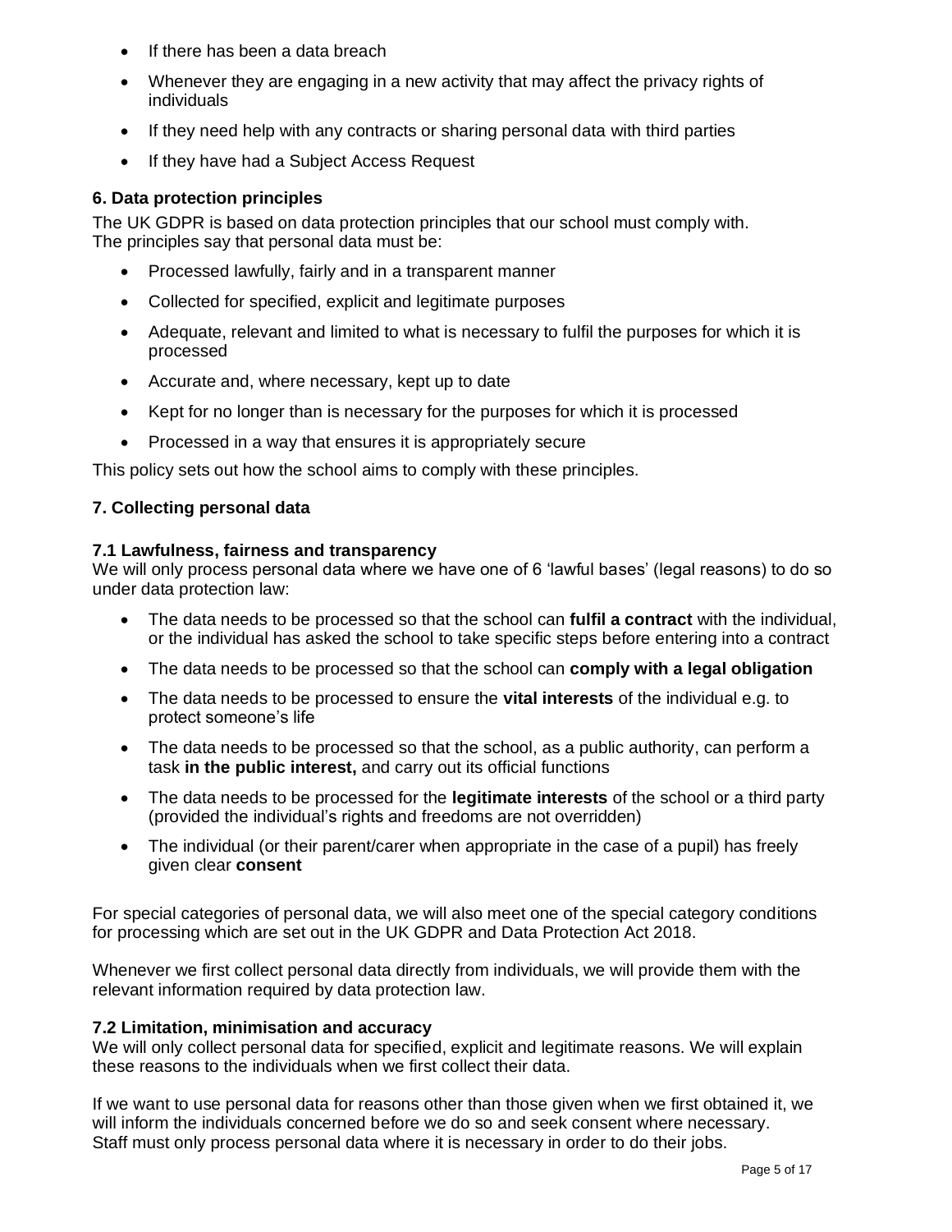- If there has been a data breach
- Whenever they are engaging in a new activity that may affect the privacy rights of individuals
- If they need help with any contracts or sharing personal data with third parties
- If they have had a Subject Access Request

### 6. Data protection principles

The UK GDPR is based on data protection principles that our school must comply with.
The principles say that personal data must be:

- Processed lawfully, fairly and in a transparent manner
- Collected for specified, explicit and legitimate purposes
- Adequate, relevant and limited to what is necessary to fulfil the purposes for which it is processed
- Accurate and, where necessary, kept up to date
- Kept for no longer than is necessary for the purposes for which it is processed
- Processed in a way that ensures it is appropriately secure

This policy sets out how the school aims to comply with these principles.

### 7. Collecting personal data

#### 7.1 Lawfulness, fairness and transparency

We will only process personal data where we have one of 6 'lawful bases' (legal reasons) to do so under data protection law:

- The data needs to be processed so that the school can **fulfil a contract** with the individual, or the individual has asked the school to take specific steps before entering into a contract
- The data needs to be processed so that the school can **comply with a legal obligation**
- The data needs to be processed to ensure the **vital interests** of the individual e.g. to protect someone's life
- The data needs to be processed so that the school, as a public authority, can perform a task **in the public interest,** and carry out its official functions
- The data needs to be processed for the **legitimate interests** of the school or a third party (provided the individual's rights and freedoms are not overridden)
- The individual (or their parent/carer when appropriate in the case of a pupil) has freely given clear **consent**

For special categories of personal data, we will also meet one of the special category conditions for processing which are set out in the UK GDPR and Data Protection Act 2018.

Whenever we first collect personal data directly from individuals, we will provide them with the relevant information required by data protection law.

#### 7.2 Limitation, minimisation and accuracy

We will only collect personal data for specified, explicit and legitimate reasons. We will explain these reasons to the individuals when we first collect their data.

If we want to use personal data for reasons other than those given when we first obtained it, we will inform the individuals concerned before we do so and seek consent where necessary.
Staff must only process personal data where it is necessary in order to do their jobs.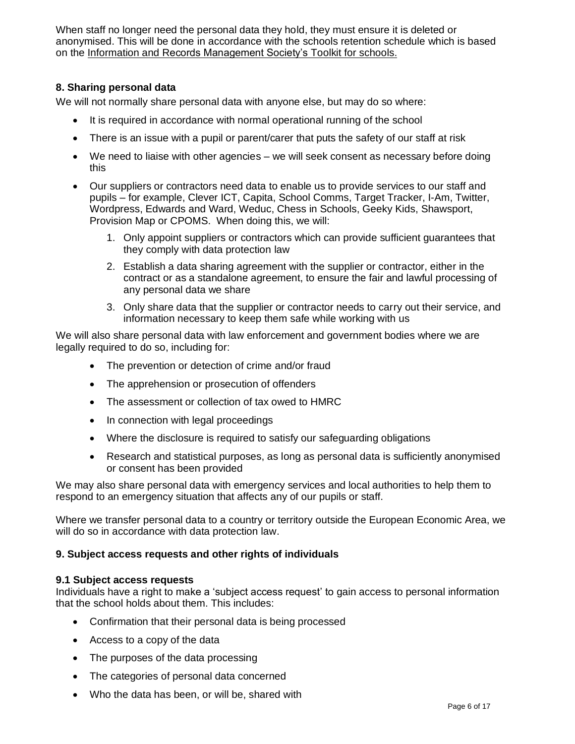When staff no longer need the personal data they hold, they must ensure it is deleted or anonymised. This will be done in accordance with the schools retention schedule which is based on the Information and Records Management Society's Toolkit for schools.

## 8. Sharing personal data

We will not normally share personal data with anyone else, but may do so where:

- It is required in accordance with normal operational running of the school
- There is an issue with a pupil or parent/carer that puts the safety of our staff at risk
- We need to liaise with other agencies – we will seek consent as necessary before doing this
- Our suppliers or contractors need data to enable us to provide services to our staff and pupils – for example, Clever ICT, Capita, School Comms, Target Tracker, I-Am, Twitter, Wordpress, Edwards and Ward, Weduc, Chess in Schools, Geeky Kids, Shawsport, Provision Map or CPOMS. When doing this, we will:
    1. Only appoint suppliers or contractors which can provide sufficient guarantees that they comply with data protection law
    2. Establish a data sharing agreement with the supplier or contractor, either in the contract or as a standalone agreement, to ensure the fair and lawful processing of any personal data we share
    3. Only share data that the supplier or contractor needs to carry out their service, and information necessary to keep them safe while working with us

We will also share personal data with law enforcement and government bodies where we are legally required to do so, including for:

- The prevention or detection of crime and/or fraud
- The apprehension or prosecution of offenders
- The assessment or collection of tax owed to HMRC
- In connection with legal proceedings
- Where the disclosure is required to satisfy our safeguarding obligations
- Research and statistical purposes, as long as personal data is sufficiently anonymised or consent has been provided

We may also share personal data with emergency services and local authorities to help them to respond to an emergency situation that affects any of our pupils or staff.

Where we transfer personal data to a country or territory outside the European Economic Area, we will do so in accordance with data protection law.

## 9. Subject access requests and other rights of individuals

### 9.1 Subject access requests

Individuals have a right to make a 'subject access request' to gain access to personal information that the school holds about them. This includes:

- Confirmation that their personal data is being processed
- Access to a copy of the data
- The purposes of the data processing
- The categories of personal data concerned
- Who the data has been, or will be, shared with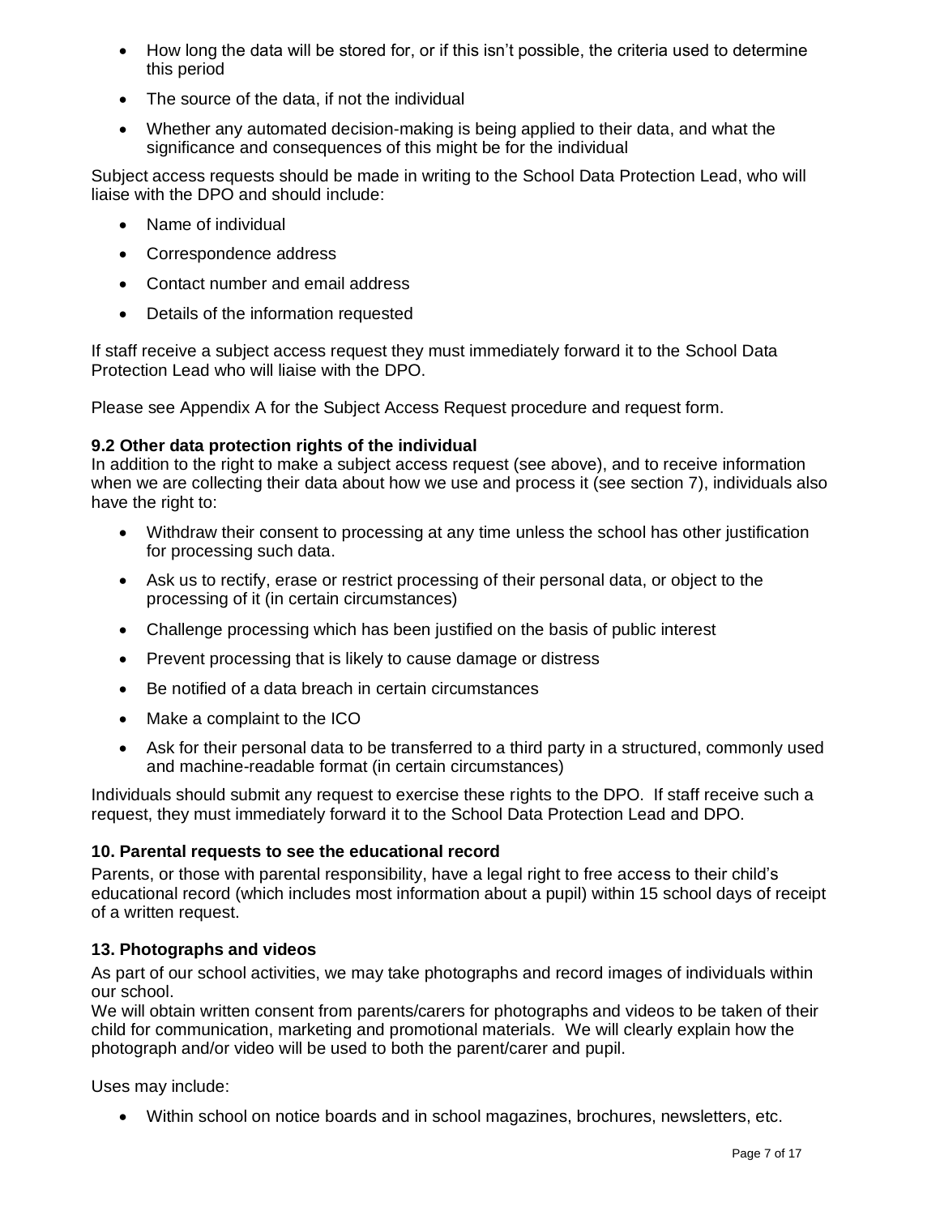- How long the data will be stored for, or if this isn't possible, the criteria used to determine this period
- The source of the data, if not the individual
- Whether any automated decision-making is being applied to their data, and what the significance and consequences of this might be for the individual

Subject access requests should be made in writing to the School Data Protection Lead, who will liaise with the DPO and should include:

- Name of individual
- Correspondence address
- Contact number and email address
- Details of the information requested

If staff receive a subject access request they must immediately forward it to the School Data Protection Lead who will liaise with the DPO.

Please see Appendix A for the Subject Access Request procedure and request form.

### 9.2 Other data protection rights of the individual

In addition to the right to make a subject access request (see above), and to receive information when we are collecting their data about how we use and process it (see section 7), individuals also have the right to:

- Withdraw their consent to processing at any time unless the school has other justification for processing such data.
- Ask us to rectify, erase or restrict processing of their personal data, or object to the processing of it (in certain circumstances)
- Challenge processing which has been justified on the basis of public interest
- Prevent processing that is likely to cause damage or distress
- Be notified of a data breach in certain circumstances
- Make a complaint to the ICO
- Ask for their personal data to be transferred to a third party in a structured, commonly used and machine-readable format (in certain circumstances)

Individuals should submit any request to exercise these rights to the DPO. If staff receive such a request, they must immediately forward it to the School Data Protection Lead and DPO.

## 10. Parental requests to see the educational record

Parents, or those with parental responsibility, have a legal right to free access to their child's educational record (which includes most information about a pupil) within 15 school days of receipt of a written request.

## 13. Photographs and videos

As part of our school activities, we may take photographs and record images of individuals within our school.

We will obtain written consent from parents/carers for photographs and videos to be taken of their child for communication, marketing and promotional materials. We will clearly explain how the photograph and/or video will be used to both the parent/carer and pupil.

Uses may include:

- Within school on notice boards and in school magazines, brochures, newsletters, etc.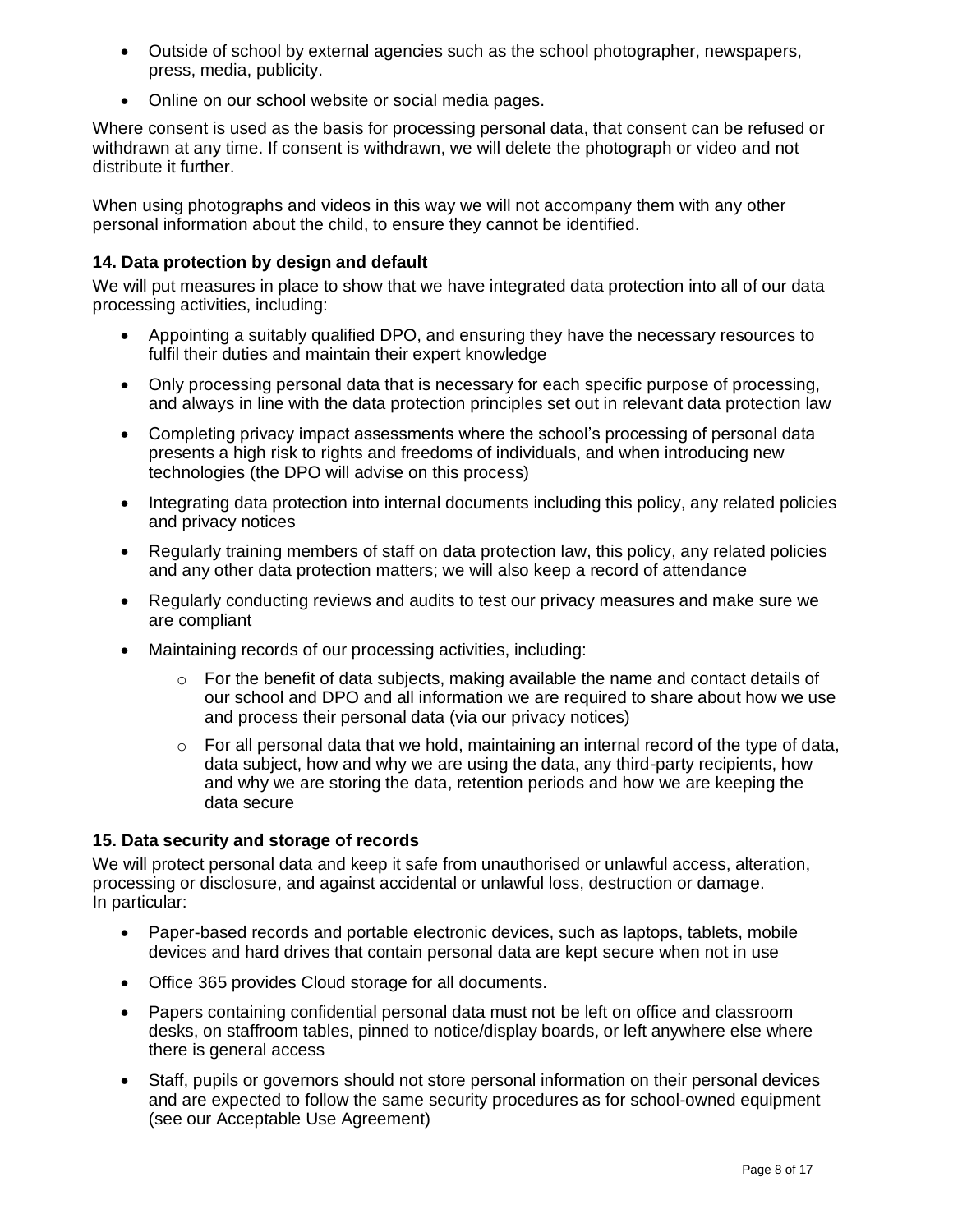- Outside of school by external agencies such as the school photographer, newspapers, press, media, publicity.
- Online on our school website or social media pages.

Where consent is used as the basis for processing personal data, that consent can be refused or withdrawn at any time. If consent is withdrawn, we will delete the photograph or video and not distribute it further.

When using photographs and videos in this way we will not accompany them with any other personal information about the child, to ensure they cannot be identified.

### 14. Data protection by design and default

We will put measures in place to show that we have integrated data protection into all of our data processing activities, including:

- Appointing a suitably qualified DPO, and ensuring they have the necessary resources to fulfil their duties and maintain their expert knowledge
- Only processing personal data that is necessary for each specific purpose of processing, and always in line with the data protection principles set out in relevant data protection law
- Completing privacy impact assessments where the school's processing of personal data presents a high risk to rights and freedoms of individuals, and when introducing new technologies (the DPO will advise on this process)
- Integrating data protection into internal documents including this policy, any related policies and privacy notices
- Regularly training members of staff on data protection law, this policy, any related policies and any other data protection matters; we will also keep a record of attendance
- Regularly conducting reviews and audits to test our privacy measures and make sure we are compliant
- Maintaining records of our processing activities, including:
    - For the benefit of data subjects, making available the name and contact details of our school and DPO and all information we are required to share about how we use and process their personal data (via our privacy notices)
    - For all personal data that we hold, maintaining an internal record of the type of data, data subject, how and why we are using the data, any third-party recipients, how and why we are storing the data, retention periods and how we are keeping the data secure

### 15. Data security and storage of records

We will protect personal data and keep it safe from unauthorised or unlawful access, alteration, processing or disclosure, and against accidental or unlawful loss, destruction or damage. In particular:

- Paper-based records and portable electronic devices, such as laptops, tablets, mobile devices and hard drives that contain personal data are kept secure when not in use
- Office 365 provides Cloud storage for all documents.
- Papers containing confidential personal data must not be left on office and classroom desks, on staffroom tables, pinned to notice/display boards, or left anywhere else where there is general access
- Staff, pupils or governors should not store personal information on their personal devices and are expected to follow the same security procedures as for school-owned equipment (see our Acceptable Use Agreement)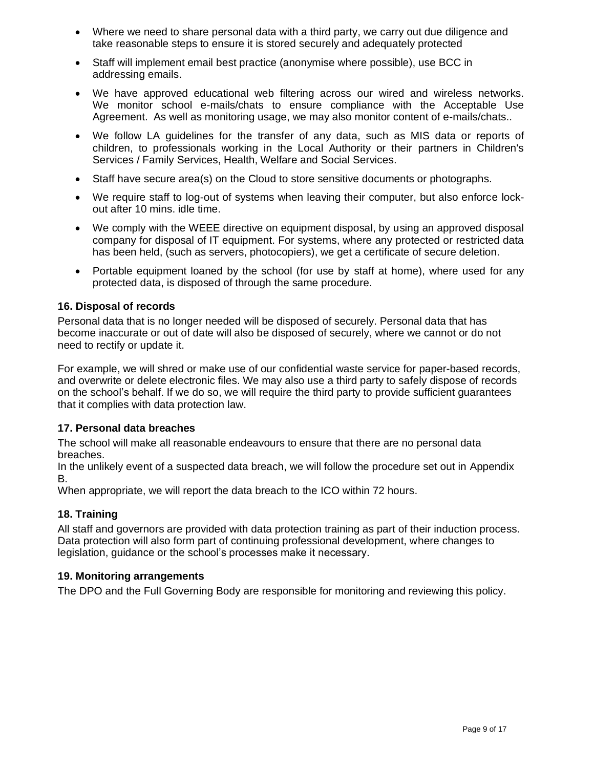- Where we need to share personal data with a third party, we carry out due diligence and take reasonable steps to ensure it is stored securely and adequately protected
- Staff will implement email best practice (anonymise where possible), use BCC in addressing emails.
- We have approved educational web filtering across our wired and wireless networks. We monitor school e-mails/chats to ensure compliance with the Acceptable Use Agreement. As well as monitoring usage, we may also monitor content of e-mails/chats..
- We follow LA guidelines for the transfer of any data, such as MIS data or reports of children, to professionals working in the Local Authority or their partners in Children's Services / Family Services, Health, Welfare and Social Services.
- Staff have secure area(s) on the Cloud to store sensitive documents or photographs.
- We require staff to log-out of systems when leaving their computer, but also enforce lock-out after 10 mins. idle time.
- We comply with the WEEE directive on equipment disposal, by using an approved disposal company for disposal of IT equipment. For systems, where any protected or restricted data has been held, (such as servers, photocopiers), we get a certificate of secure deletion.
- Portable equipment loaned by the school (for use by staff at home), where used for any protected data, is disposed of through the same procedure.

### 16. Disposal of records

Personal data that is no longer needed will be disposed of securely. Personal data that has become inaccurate or out of date will also be disposed of securely, where we cannot or do not need to rectify or update it.

For example, we will shred or make use of our confidential waste service for paper-based records, and overwrite or delete electronic files. We may also use a third party to safely dispose of records on the school's behalf. If we do so, we will require the third party to provide sufficient guarantees that it complies with data protection law.

### 17. Personal data breaches

The school will make all reasonable endeavours to ensure that there are no personal data breaches.
In the unlikely event of a suspected data breach, we will follow the procedure set out in Appendix B.
When appropriate, we will report the data breach to the ICO within 72 hours.

### 18. Training

All staff and governors are provided with data protection training as part of their induction process. Data protection will also form part of continuing professional development, where changes to legislation, guidance or the school's processes make it necessary.

### 19. Monitoring arrangements

The DPO and the Full Governing Body are responsible for monitoring and reviewing this policy.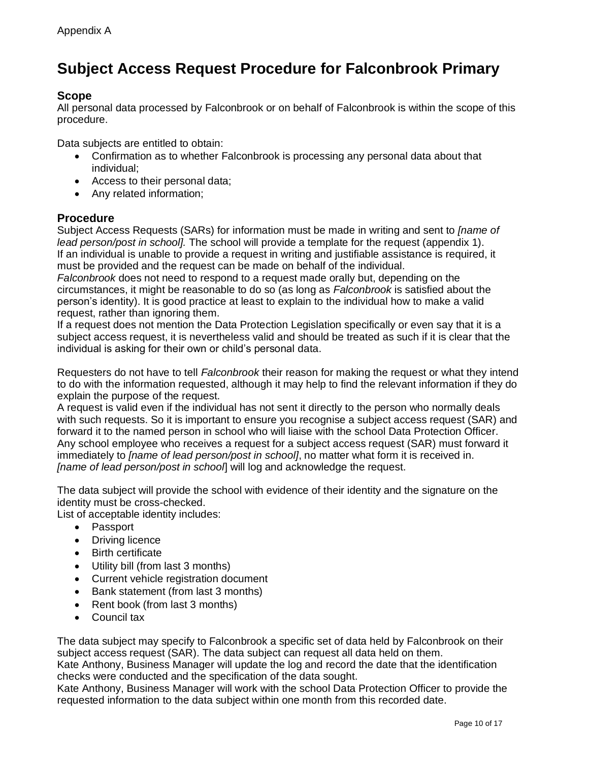Appendix A

# Subject Access Request Procedure for Falconbrook Primary

## Scope

All personal data processed by Falconbrook or on behalf of Falconbrook is within the scope of this procedure.

Data subjects are entitled to obtain:

- Confirmation as to whether Falconbrook is processing any personal data about that individual;
- Access to their personal data;
- Any related information;

## Procedure

Subject Access Requests (SARs) for information must be made in writing and sent to *[name of lead person/post in school].* The school will provide a template for the request (appendix 1). If an individual is unable to provide a request in writing and justifiable assistance is required, it must be provided and the request can be made on behalf of the individual.
*Falconbrook* does not need to respond to a request made orally but, depending on the circumstances, it might be reasonable to do so (as long as *Falconbrook* is satisfied about the person's identity). It is good practice at least to explain to the individual how to make a valid request, rather than ignoring them.
If a request does not mention the Data Protection Legislation specifically or even say that it is a subject access request, it is nevertheless valid and should be treated as such if it is clear that the individual is asking for their own or child's personal data.

Requesters do not have to tell *Falconbrook* their reason for making the request or what they intend to do with the information requested, although it may help to find the relevant information if they do explain the purpose of the request.
A request is valid even if the individual has not sent it directly to the person who normally deals with such requests. So it is important to ensure you recognise a subject access request (SAR) and forward it to the named person in school who will liaise with the school Data Protection Officer.
Any school employee who receives a request for a subject access request (SAR) must forward it immediately to *[name of lead person/post in school]*, no matter what form it is received in.
*[name of lead person/post in school*] will log and acknowledge the request.

The data subject will provide the school with evidence of their identity and the signature on the identity must be cross-checked.
List of acceptable identity includes:

- Passport
- Driving licence
- Birth certificate
- Utility bill (from last 3 months)
- Current vehicle registration document
- Bank statement (from last 3 months)
- Rent book (from last 3 months)
- Council tax

The data subject may specify to Falconbrook a specific set of data held by Falconbrook on their subject access request (SAR). The data subject can request all data held on them.
Kate Anthony, Business Manager will update the log and record the date that the identification checks were conducted and the specification of the data sought.
Kate Anthony, Business Manager will work with the school Data Protection Officer to provide the requested information to the data subject within one month from this recorded date.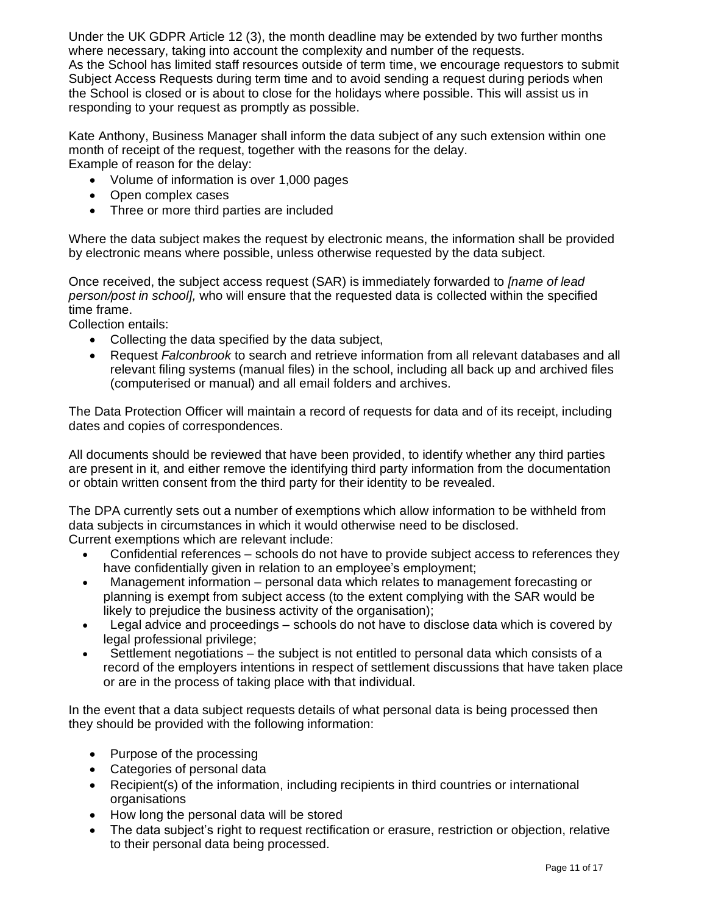Under the UK GDPR Article 12 (3), the month deadline may be extended by two further months where necessary, taking into account the complexity and number of the requests.
As the School has limited staff resources outside of term time, we encourage requestors to submit Subject Access Requests during term time and to avoid sending a request during periods when the School is closed or is about to close for the holidays where possible. This will assist us in responding to your request as promptly as possible.

Kate Anthony, Business Manager shall inform the data subject of any such extension within one month of receipt of the request, together with the reasons for the delay.
Example of reason for the delay:

- Volume of information is over 1,000 pages
- Open complex cases
- Three or more third parties are included

Where the data subject makes the request by electronic means, the information shall be provided by electronic means where possible, unless otherwise requested by the data subject.

Once received, the subject access request (SAR) is immediately forwarded to *[name of lead person/post in school],* who will ensure that the requested data is collected within the specified time frame.
Collection entails:

- Collecting the data specified by the data subject,
- Request *Falconbrook* to search and retrieve information from all relevant databases and all relevant filing systems (manual files) in the school, including all back up and archived files (computerised or manual) and all email folders and archives.

The Data Protection Officer will maintain a record of requests for data and of its receipt, including dates and copies of correspondences.

All documents should be reviewed that have been provided, to identify whether any third parties are present in it, and either remove the identifying third party information from the documentation or obtain written consent from the third party for their identity to be revealed.

The DPA currently sets out a number of exemptions which allow information to be withheld from data subjects in circumstances in which it would otherwise need to be disclosed.
Current exemptions which are relevant include:

- Confidential references – schools do not have to provide subject access to references they have confidentially given in relation to an employee's employment;
- Management information – personal data which relates to management forecasting or planning is exempt from subject access (to the extent complying with the SAR would be likely to prejudice the business activity of the organisation);
- Legal advice and proceedings – schools do not have to disclose data which is covered by legal professional privilege;
- Settlement negotiations – the subject is not entitled to personal data which consists of a record of the employers intentions in respect of settlement discussions that have taken place or are in the process of taking place with that individual.

In the event that a data subject requests details of what personal data is being processed then they should be provided with the following information:

- Purpose of the processing
- Categories of personal data
- Recipient(s) of the information, including recipients in third countries or international organisations
- How long the personal data will be stored
- The data subject's right to request rectification or erasure, restriction or objection, relative to their personal data being processed.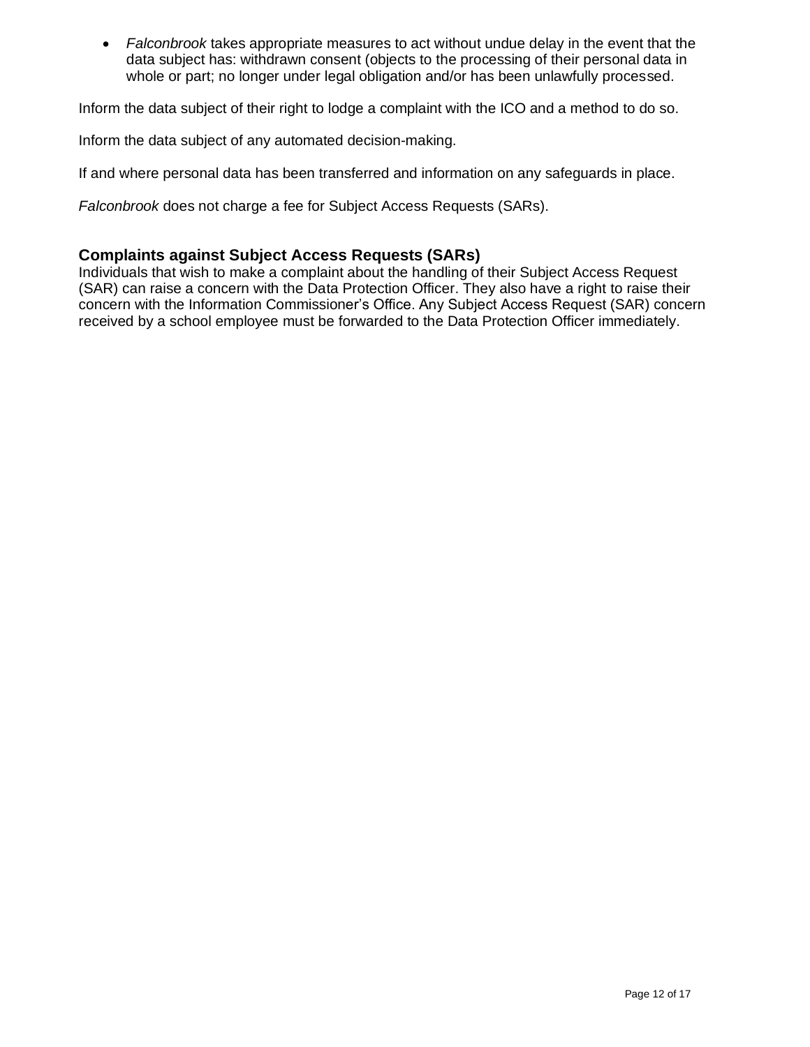- *Falconbrook* takes appropriate measures to act without undue delay in the event that the data subject has: withdrawn consent (objects to the processing of their personal data in whole or part; no longer under legal obligation and/or has been unlawfully processed.

Inform the data subject of their right to lodge a complaint with the ICO and a method to do so.

Inform the data subject of any automated decision-making.

If and where personal data has been transferred and information on any safeguards in place.

*Falconbrook* does not charge a fee for Subject Access Requests (SARs).

### Complaints against Subject Access Requests (SARs)

Individuals that wish to make a complaint about the handling of their Subject Access Request (SAR) can raise a concern with the Data Protection Officer. They also have a right to raise their concern with the Information Commissioner's Office. Any Subject Access Request (SAR) concern received by a school employee must be forwarded to the Data Protection Officer immediately.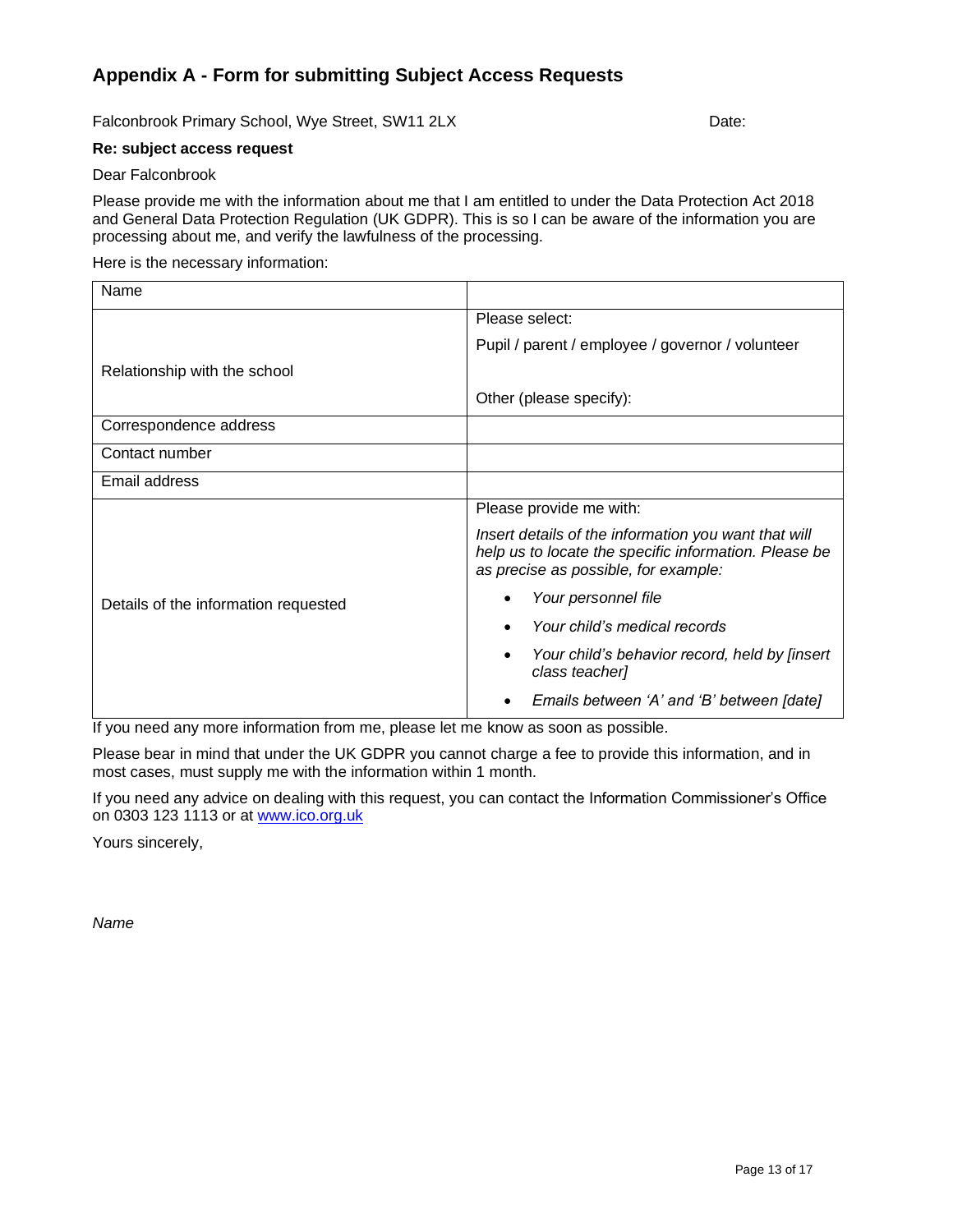## Appendix A - Form for submitting Subject Access Requests

Falconbrook Primary School, Wye Street, SW11 2LX    Date:

**Re: subject access request**

Dear Falconbrook

Please provide me with the information about me that I am entitled to under the Data Protection Act 2018 and General Data Protection Regulation (UK GDPR). This is so I can be aware of the information you are processing about me, and verify the lawfulness of the processing.

Here is the necessary information:

| Name | |
|---|---|
| Relationship with the school | Please select:<br><br>Pupil / parent / employee / governor / volunteer<br><br>Other (please specify): |
| Correspondence address | |
| Contact number | |
| Email address | |
| Details of the information requested | Please provide me with:<br><br>*Insert details of the information you want that will help us to locate the specific information. Please be as precise as possible, for example:*<br><br>• *Your personnel file*<br>• *Your child's medical records*<br>• *Your child's behavior record, held by [insert class teacher]*<br>• *Emails between 'A' and 'B' between [date]* |

If you need any more information from me, please let me know as soon as possible.

Please bear in mind that under the UK GDPR you cannot charge a fee to provide this information, and in most cases, must supply me with the information within 1 month.

If you need any advice on dealing with this request, you can contact the Information Commissioner's Office on 0303 123 1113 or at [www.ico.org.uk](http://www.ico.org.uk)

Yours sincerely,

*Name*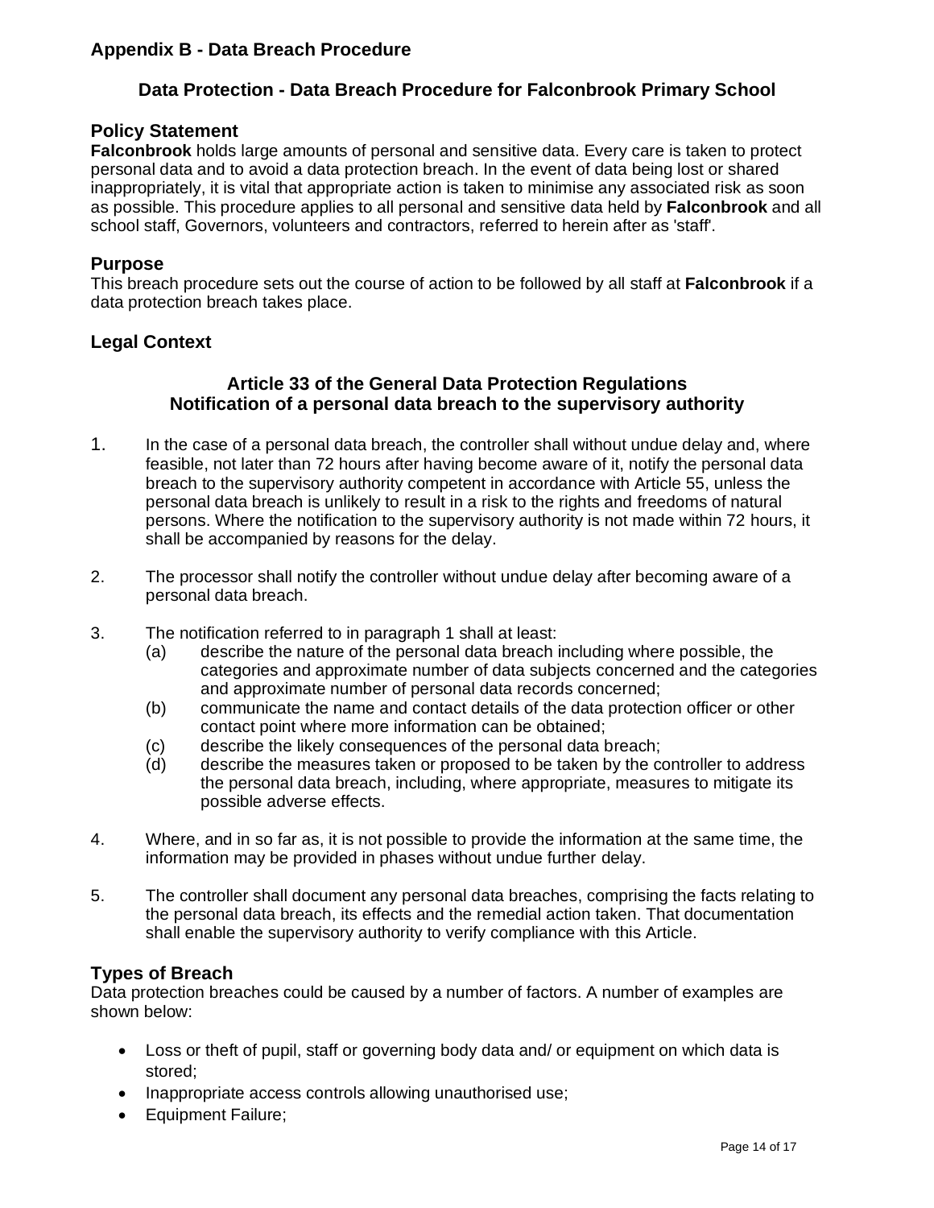## Appendix B - Data Breach Procedure

### Data Protection - Data Breach Procedure for Falconbrook Primary School

### Policy Statement

**Falconbrook** holds large amounts of personal and sensitive data. Every care is taken to protect personal data and to avoid a data protection breach. In the event of data being lost or shared inappropriately, it is vital that appropriate action is taken to minimise any associated risk as soon as possible. This procedure applies to all personal and sensitive data held by **Falconbrook** and all school staff, Governors, volunteers and contractors, referred to herein after as 'staff'.

### Purpose

This breach procedure sets out the course of action to be followed by all staff at **Falconbrook** if a data protection breach takes place.

### Legal Context

**Article 33 of the General Data Protection Regulations**
**Notification of a personal data breach to the supervisory authority**

1. In the case of a personal data breach, the controller shall without undue delay and, where feasible, not later than 72 hours after having become aware of it, notify the personal data breach to the supervisory authority competent in accordance with Article 55, unless the personal data breach is unlikely to result in a risk to the rights and freedoms of natural persons. Where the notification to the supervisory authority is not made within 72 hours, it shall be accompanied by reasons for the delay.

2. The processor shall notify the controller without undue delay after becoming aware of a personal data breach.

3. The notification referred to in paragraph 1 shall at least:
   (a) describe the nature of the personal data breach including where possible, the categories and approximate number of data subjects concerned and the categories and approximate number of personal data records concerned;
   (b) communicate the name and contact details of the data protection officer or other contact point where more information can be obtained;
   (c) describe the likely consequences of the personal data breach;
   (d) describe the measures taken or proposed to be taken by the controller to address the personal data breach, including, where appropriate, measures to mitigate its possible adverse effects.

4. Where, and in so far as, it is not possible to provide the information at the same time, the information may be provided in phases without undue further delay.

5. The controller shall document any personal data breaches, comprising the facts relating to the personal data breach, its effects and the remedial action taken. That documentation shall enable the supervisory authority to verify compliance with this Article.

### Types of Breach

Data protection breaches could be caused by a number of factors. A number of examples are shown below:

- Loss or theft of pupil, staff or governing body data and/ or equipment on which data is stored;
- Inappropriate access controls allowing unauthorised use;
- Equipment Failure;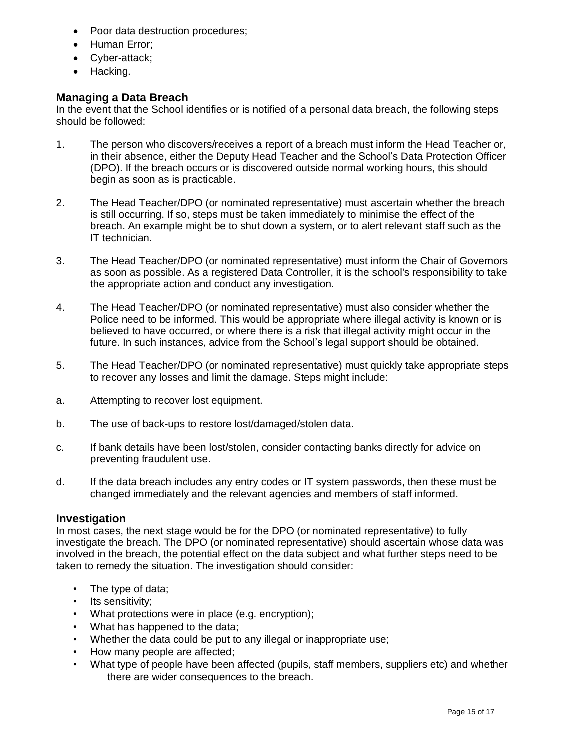- Poor data destruction procedures;
- Human Error;
- Cyber-attack;
- Hacking.

### Managing a Data Breach

In the event that the School identifies or is notified of a personal data breach, the following steps should be followed:

1. The person who discovers/receives a report of a breach must inform the Head Teacher or, in their absence, either the Deputy Head Teacher and the School's Data Protection Officer (DPO). If the breach occurs or is discovered outside normal working hours, this should begin as soon as is practicable.

2. The Head Teacher/DPO (or nominated representative) must ascertain whether the breach is still occurring. If so, steps must be taken immediately to minimise the effect of the breach. An example might be to shut down a system, or to alert relevant staff such as the IT technician.

3. The Head Teacher/DPO (or nominated representative) must inform the Chair of Governors as soon as possible. As a registered Data Controller, it is the school's responsibility to take the appropriate action and conduct any investigation.

4. The Head Teacher/DPO (or nominated representative) must also consider whether the Police need to be informed. This would be appropriate where illegal activity is known or is believed to have occurred, or where there is a risk that illegal activity might occur in the future. In such instances, advice from the School's legal support should be obtained.

5. The Head Teacher/DPO (or nominated representative) must quickly take appropriate steps to recover any losses and limit the damage. Steps might include:

a. Attempting to recover lost equipment.

b. The use of back-ups to restore lost/damaged/stolen data.

c. If bank details have been lost/stolen, consider contacting banks directly for advice on preventing fraudulent use.

d. If the data breach includes any entry codes or IT system passwords, then these must be changed immediately and the relevant agencies and members of staff informed.

### Investigation

In most cases, the next stage would be for the DPO (or nominated representative) to fully investigate the breach. The DPO (or nominated representative) should ascertain whose data was involved in the breach, the potential effect on the data subject and what further steps need to be taken to remedy the situation. The investigation should consider:

- The type of data;
- Its sensitivity;
- What protections were in place (e.g. encryption);
- What has happened to the data;
- Whether the data could be put to any illegal or inappropriate use;
- How many people are affected;
- What type of people have been affected (pupils, staff members, suppliers etc) and whether there are wider consequences to the breach.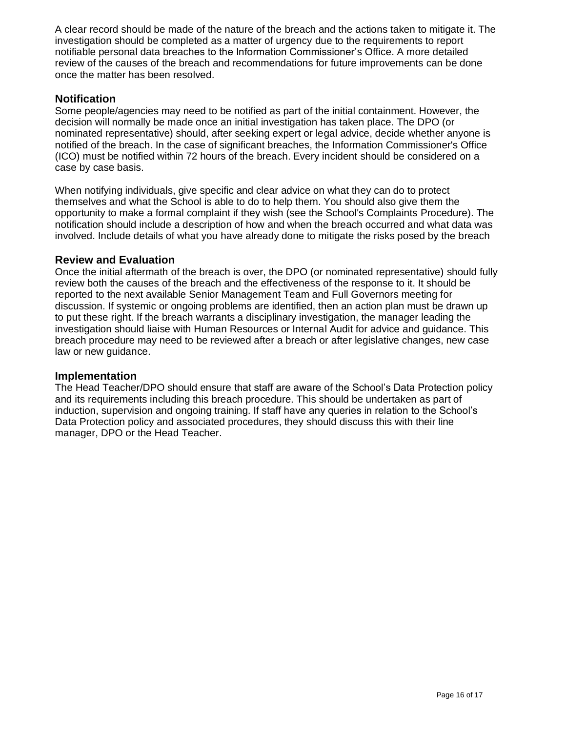A clear record should be made of the nature of the breach and the actions taken to mitigate it. The investigation should be completed as a matter of urgency due to the requirements to report notifiable personal data breaches to the Information Commissioner's Office. A more detailed review of the causes of the breach and recommendations for future improvements can be done once the matter has been resolved.

## Notification

Some people/agencies may need to be notified as part of the initial containment. However, the decision will normally be made once an initial investigation has taken place. The DPO (or nominated representative) should, after seeking expert or legal advice, decide whether anyone is notified of the breach. In the case of significant breaches, the Information Commissioner's Office (ICO) must be notified within 72 hours of the breach. Every incident should be considered on a case by case basis.

When notifying individuals, give specific and clear advice on what they can do to protect themselves and what the School is able to do to help them. You should also give them the opportunity to make a formal complaint if they wish (see the School's Complaints Procedure). The notification should include a description of how and when the breach occurred and what data was involved. Include details of what you have already done to mitigate the risks posed by the breach

## Review and Evaluation

Once the initial aftermath of the breach is over, the DPO (or nominated representative) should fully review both the causes of the breach and the effectiveness of the response to it. It should be reported to the next available Senior Management Team and Full Governors meeting for discussion. If systemic or ongoing problems are identified, then an action plan must be drawn up to put these right. If the breach warrants a disciplinary investigation, the manager leading the investigation should liaise with Human Resources or Internal Audit for advice and guidance. This breach procedure may need to be reviewed after a breach or after legislative changes, new case law or new guidance.

## Implementation

The Head Teacher/DPO should ensure that staff are aware of the School's Data Protection policy and its requirements including this breach procedure. This should be undertaken as part of induction, supervision and ongoing training. If staff have any queries in relation to the School's Data Protection policy and associated procedures, they should discuss this with their line manager, DPO or the Head Teacher.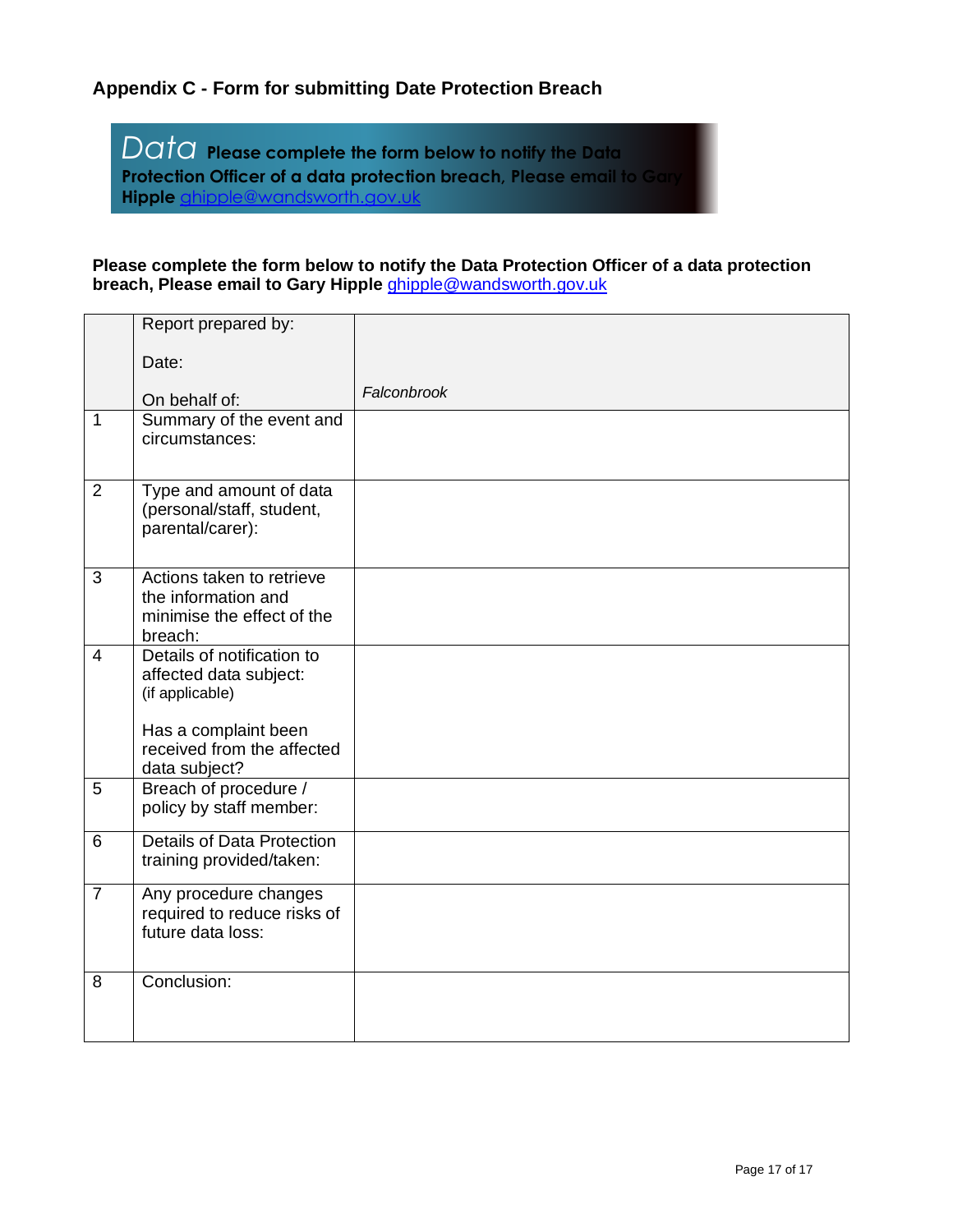## Appendix C - Form for submitting Date Protection Breach

*Data* **Please complete the form below to notify the Data Protection Officer of a data protection breach, Please email to Gary Hipple** ghipple@wandsworth.gov.uk

**Please complete the form below to notify the Data Protection Officer of a data protection breach, Please email to Gary Hipple** ghipple@wandsworth.gov.uk

| | | |
|---|---|---|
| | Report prepared by:<br><br>Date:<br><br>On behalf of: | *Falconbrook* |
| 1 | Summary of the event and circumstances: | |
| 2 | Type and amount of data (personal/staff, student, parental/carer): | |
| 3 | Actions taken to retrieve the information and minimise the effect of the breach: | |
| 4 | Details of notification to affected data subject: (if applicable)<br><br>Has a complaint been received from the affected data subject? | |
| 5 | Breach of procedure / policy by staff member: | |
| 6 | Details of Data Protection training provided/taken: | |
| 7 | Any procedure changes required to reduce risks of future data loss: | |
| 8 | Conclusion: | |